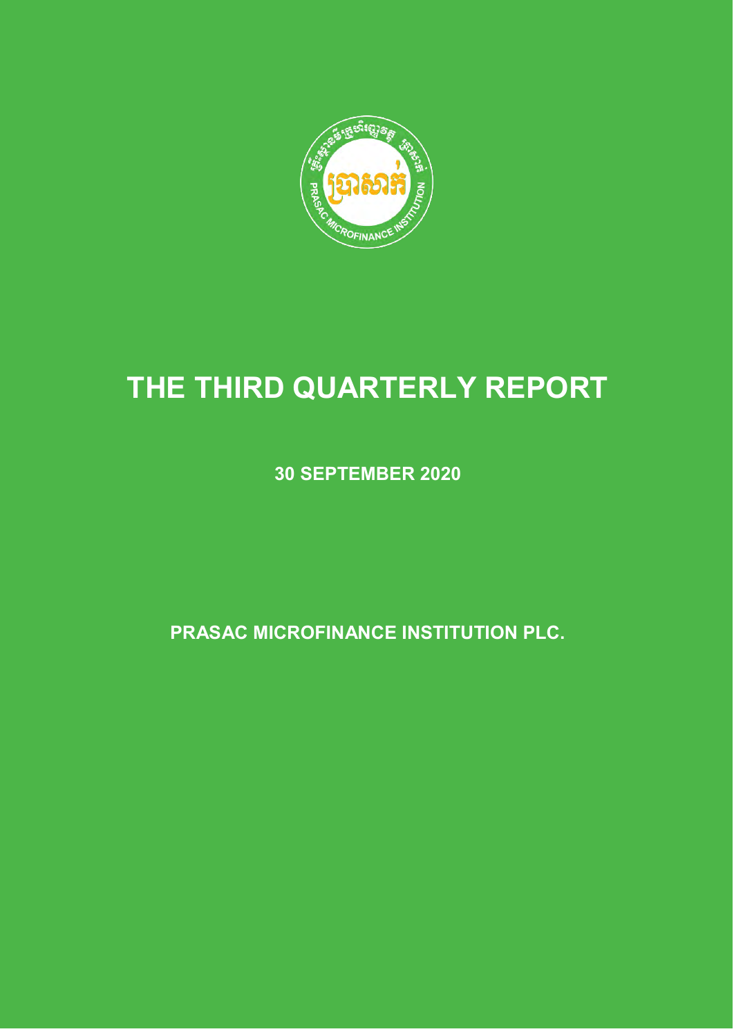# THE THIRD QUARTERLY REPORT

**30 SEPTEMBER 2020**

**PRASAC MICROFINANCE INSTITUTION PLC.**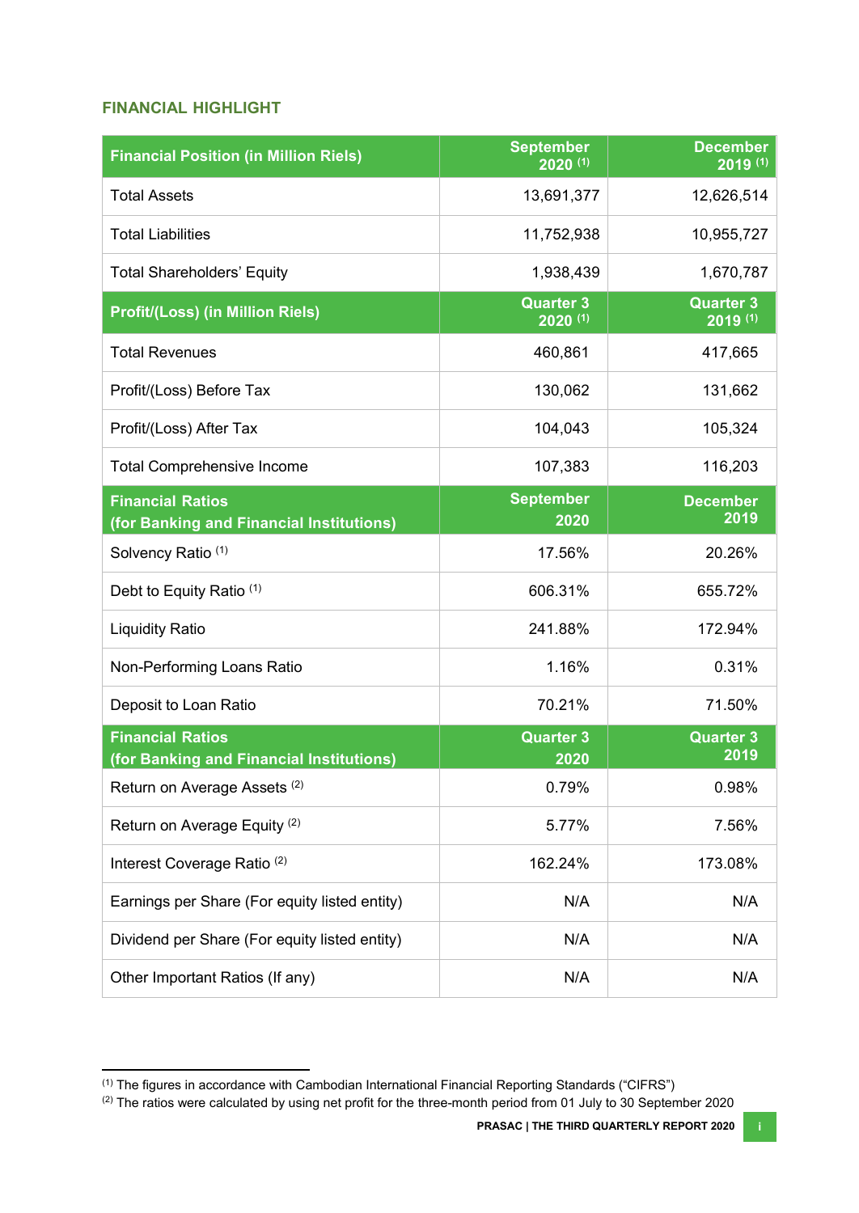## FINANCIAL HIGHLIGHT

| Financial Position (in Million Riels) | September 2020 [(1)] | December 2019 [(1)] |
|---|---|---|
| Total Assets | 13,691,377 | 12,626,514 |
| Total Liabilities | 11,752,938 | 10,955,727 |
| Total Shareholders' Equity | 1,938,439 | 1,670,787 |
| **Profit/(Loss) (in Million Riels)** | **Quarter 3 2020 [(1)]** | **Quarter 3 2019 [(1)]** |
| Total Revenues | 460,861 | 417,665 |
| Profit/(Loss) Before Tax | 130,062 | 131,662 |
| Profit/(Loss) After Tax | 104,043 | 105,324 |
| Total Comprehensive Income | 107,383 | 116,203 |
| **Financial Ratios (for Banking and Financial Institutions)** | **September 2020** | **December 2019** |
| Solvency Ratio [(1)] | 17.56% | 20.26% |
| Debt to Equity Ratio [(1)] | 606.31% | 655.72% |
| Liquidity Ratio | 241.88% | 172.94% |
| Non-Performing Loans Ratio | 1.16% | 0.31% |
| Deposit to Loan Ratio | 70.21% | 71.50% |
| **Financial Ratios (for Banking and Financial Institutions)** | **Quarter 3 2020** | **Quarter 3 2019** |
| Return on Average Assets [(2)] | 0.79% | 0.98% |
| Return on Average Equity [(2)] | 5.77% | 7.56% |
| Interest Coverage Ratio [(2)] | 162.24% | 173.08% |
| Earnings per Share (For equity listed entity) | N/A | N/A |
| Dividend per Share (For equity listed entity) | N/A | N/A |
| Other Important Ratios (If any) | N/A | N/A |

[(1)] The figures in accordance with Cambodian International Financial Reporting Standards ("CIFRS")

[(2)] The ratios were calculated by using net profit for the three-month period from 01 July to 30 September 2020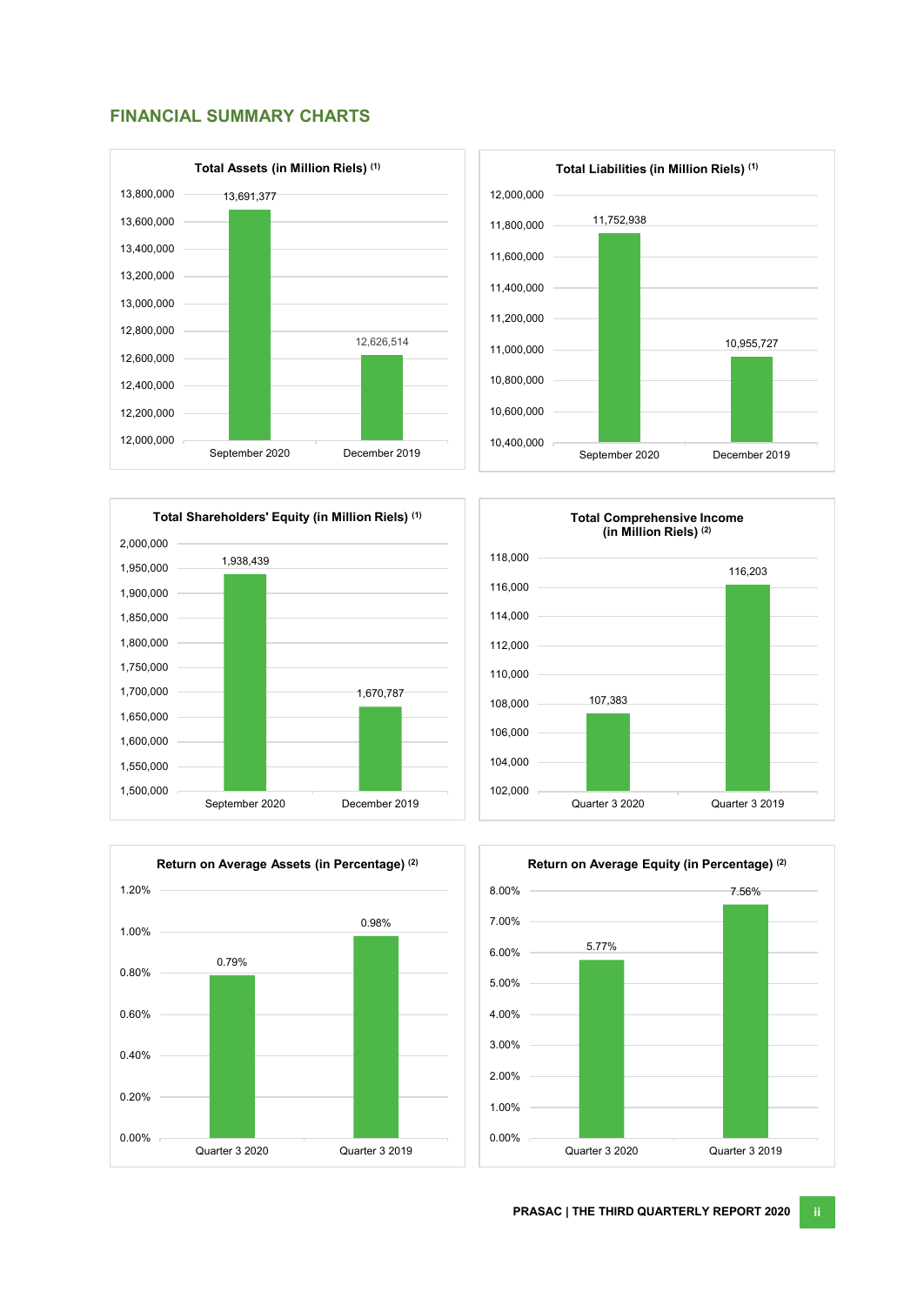## FINANCIAL SUMMARY CHARTS

**Total Assets (in Million Riels) (1)**

| Period | Value |
|---|---|
| September 2020 | 13,691,377 |
| December 2019 | 12,626,514 |

**Total Liabilities (in Million Riels) (1)**

| Period | Value |
|---|---|
| September 2020 | 11,752,938 |
| December 2019 | 10,955,727 |

**Total Shareholders' Equity (in Million Riels) (1)**

| Period | Value |
|---|---|
| September 2020 | 1,938,439 |
| December 2019 | 1,670,787 |

**Total Comprehensive Income (in Million Riels) (2)**

| Period | Value |
|---|---|
| Quarter 3 2020 | 107,383 |
| Quarter 3 2019 | 116,203 |

**Return on Average Assets (in Percentage) (2)**

| Period | Value |
|---|---|
| Quarter 3 2020 | 0.79% |
| Quarter 3 2019 | 0.98% |

**Return on Average Equity (in Percentage) (2)**

| Period | Value |
|---|---|
| Quarter 3 2020 | 5.77% |
| Quarter 3 2019 | 7.56% |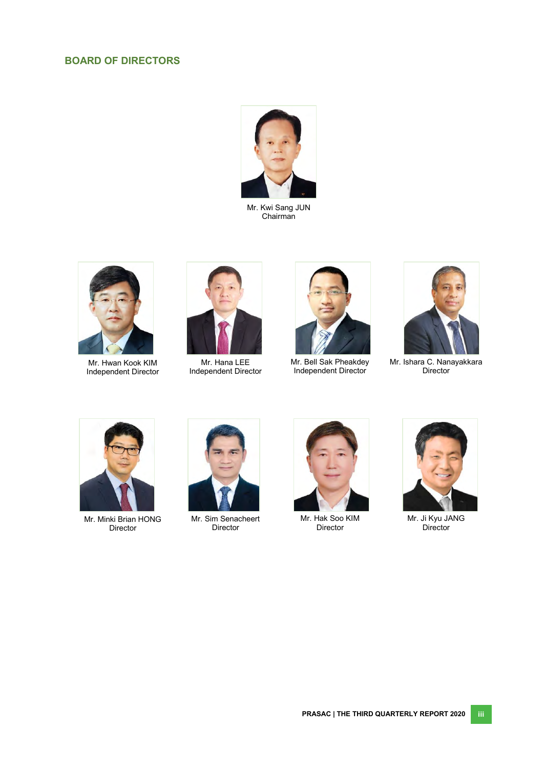## BOARD OF DIRECTORS

Mr. Kwi Sang JUN
Chairman

Mr. Hwan Kook KIM
Independent Director

Mr. Hana LEE
Independent Director

Mr. Bell Sak Pheakdey
Independent Director

Mr. Ishara C. Nanayakkara
Director

Mr. Minki Brian HONG
Director

Mr. Sim Senacheert
Director

Mr. Hak Soo KIM
Director

Mr. Ji Kyu JANG
Director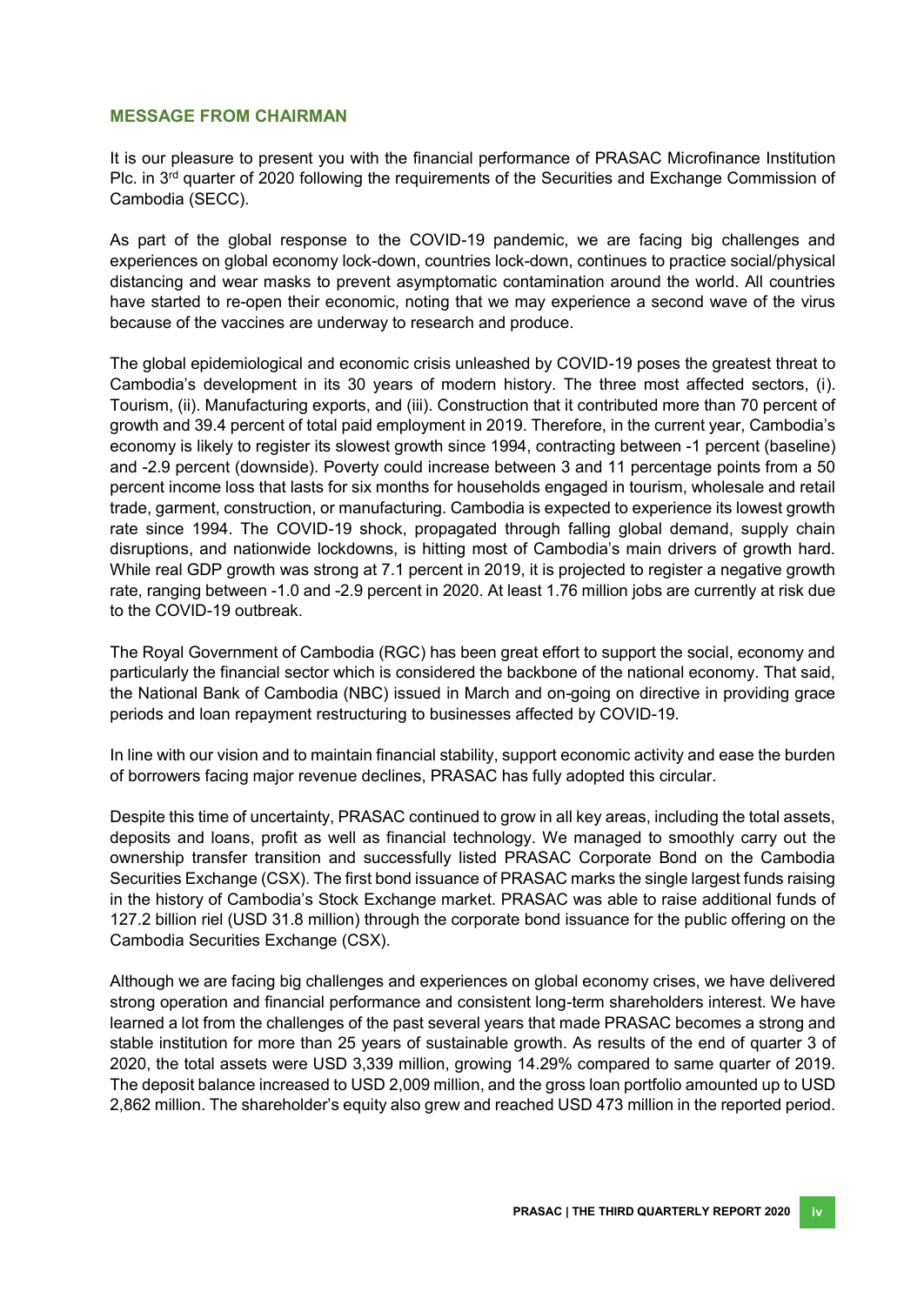## MESSAGE FROM CHAIRMAN

It is our pleasure to present you with the financial performance of PRASAC Microfinance Institution Plc. in 3rd quarter of 2020 following the requirements of the Securities and Exchange Commission of Cambodia (SECC).

As part of the global response to the COVID-19 pandemic, we are facing big challenges and experiences on global economy lock-down, countries lock-down, continues to practice social/physical distancing and wear masks to prevent asymptomatic contamination around the world. All countries have started to re-open their economic, noting that we may experience a second wave of the virus because of the vaccines are underway to research and produce.

The global epidemiological and economic crisis unleashed by COVID-19 poses the greatest threat to Cambodia's development in its 30 years of modern history. The three most affected sectors, (i). Tourism, (ii). Manufacturing exports, and (iii). Construction that it contributed more than 70 percent of growth and 39.4 percent of total paid employment in 2019. Therefore, in the current year, Cambodia's economy is likely to register its slowest growth since 1994, contracting between -1 percent (baseline) and -2.9 percent (downside). Poverty could increase between 3 and 11 percentage points from a 50 percent income loss that lasts for six months for households engaged in tourism, wholesale and retail trade, garment, construction, or manufacturing. Cambodia is expected to experience its lowest growth rate since 1994. The COVID-19 shock, propagated through falling global demand, supply chain disruptions, and nationwide lockdowns, is hitting most of Cambodia's main drivers of growth hard. While real GDP growth was strong at 7.1 percent in 2019, it is projected to register a negative growth rate, ranging between -1.0 and -2.9 percent in 2020. At least 1.76 million jobs are currently at risk due to the COVID-19 outbreak.

The Royal Government of Cambodia (RGC) has been great effort to support the social, economy and particularly the financial sector which is considered the backbone of the national economy. That said, the National Bank of Cambodia (NBC) issued in March and on-going on directive in providing grace periods and loan repayment restructuring to businesses affected by COVID-19.

In line with our vision and to maintain financial stability, support economic activity and ease the burden of borrowers facing major revenue declines, PRASAC has fully adopted this circular.

Despite this time of uncertainty, PRASAC continued to grow in all key areas, including the total assets, deposits and loans, profit as well as financial technology. We managed to smoothly carry out the ownership transfer transition and successfully listed PRASAC Corporate Bond on the Cambodia Securities Exchange (CSX). The first bond issuance of PRASAC marks the single largest funds raising in the history of Cambodia's Stock Exchange market. PRASAC was able to raise additional funds of 127.2 billion riel (USD 31.8 million) through the corporate bond issuance for the public offering on the Cambodia Securities Exchange (CSX).

Although we are facing big challenges and experiences on global economy crises, we have delivered strong operation and financial performance and consistent long-term shareholders interest. We have learned a lot from the challenges of the past several years that made PRASAC becomes a strong and stable institution for more than 25 years of sustainable growth. As results of the end of quarter 3 of 2020, the total assets were USD 3,339 million, growing 14.29% compared to same quarter of 2019. The deposit balance increased to USD 2,009 million, and the gross loan portfolio amounted up to USD 2,862 million. The shareholder's equity also grew and reached USD 473 million in the reported period.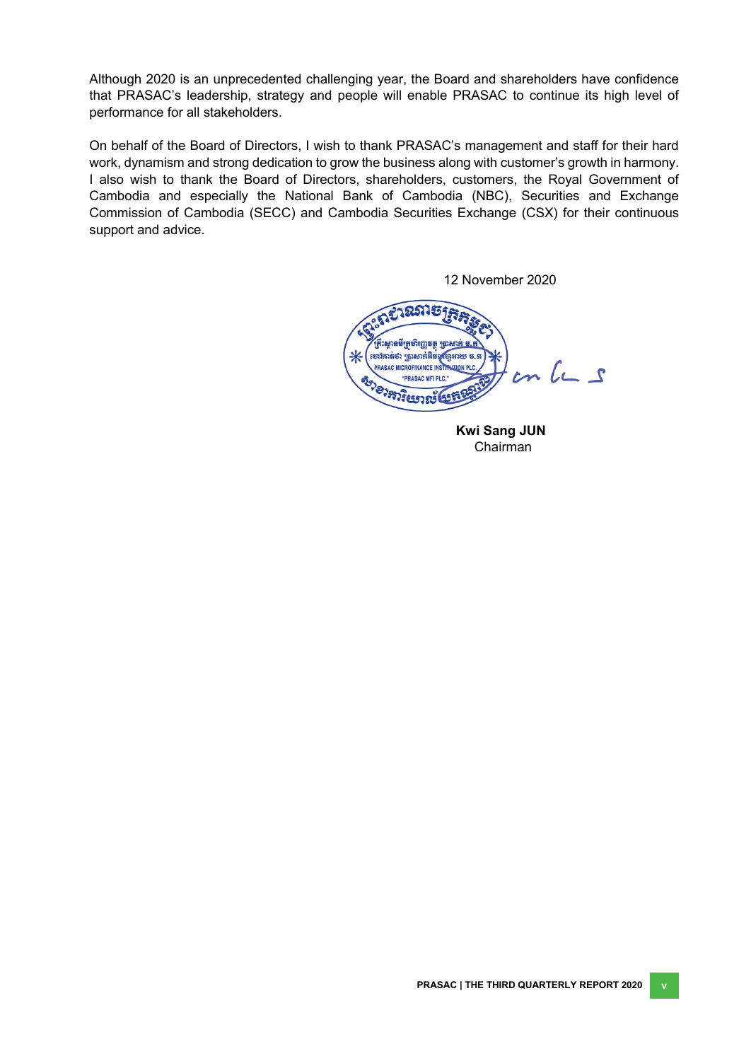Although 2020 is an unprecedented challenging year, the Board and shareholders have confidence that PRASAC's leadership, strategy and people will enable PRASAC to continue its high level of performance for all stakeholders.

On behalf of the Board of Directors, I wish to thank PRASAC's management and staff for their hard work, dynamism and strong dedication to grow the business along with customer's growth in harmony. I also wish to thank the Board of Directors, shareholders, customers, the Royal Government of Cambodia and especially the National Bank of Cambodia (NBC), Securities and Exchange Commission of Cambodia (SECC) and Cambodia Securities Exchange (CSX) for their continuous support and advice.

12 November 2020

**Kwi Sang JUN**
Chairman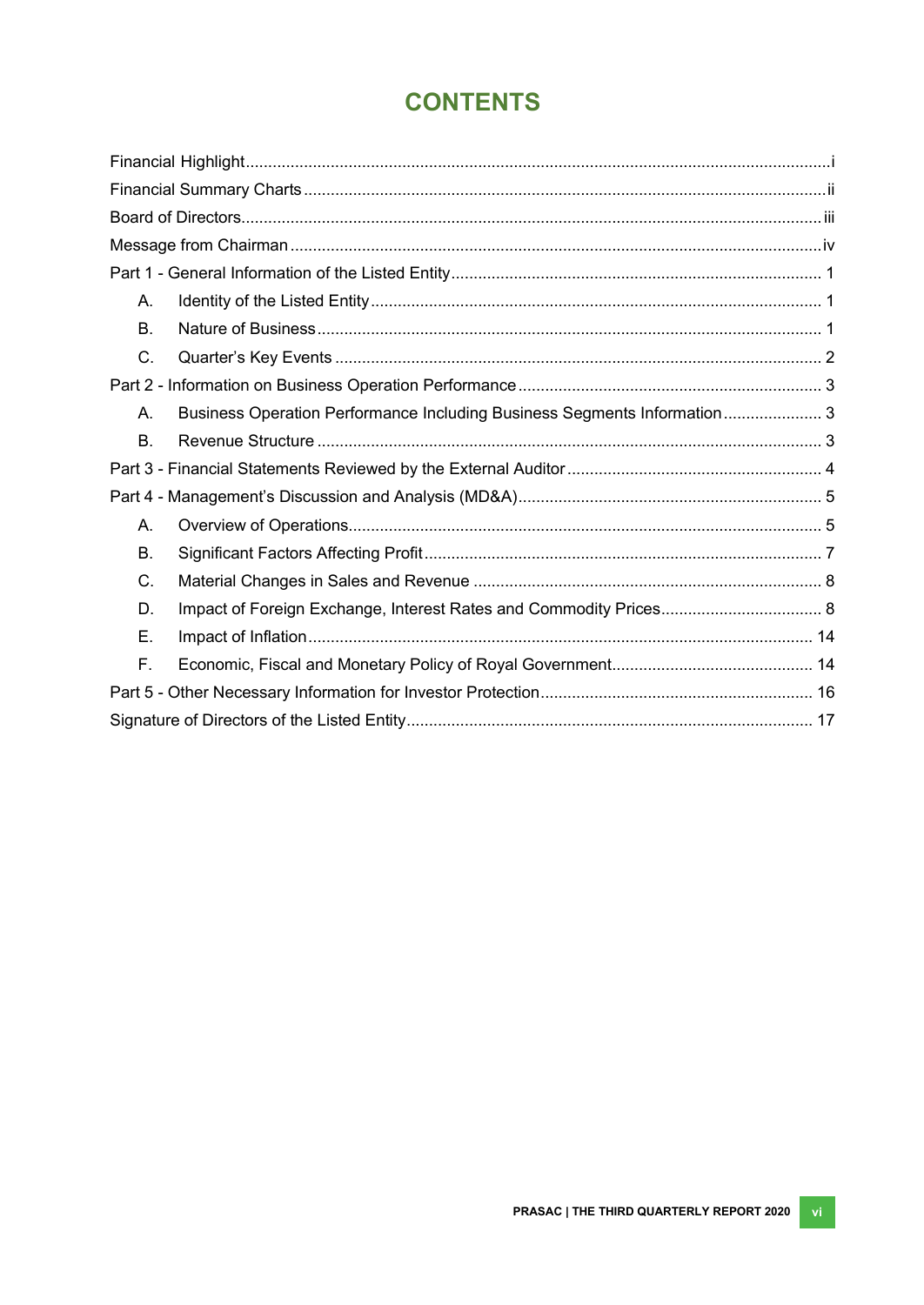# CONTENTS

Financial Highlight ..... i
Financial Summary Charts ..... ii
Board of Directors ..... iii
Message from Chairman ..... iv
Part 1 - General Information of the Listed Entity ..... 1
- A. Identity of the Listed Entity ..... 1
- B. Nature of Business ..... 1
- C. Quarter's Key Events ..... 2

Part 2 - Information on Business Operation Performance ..... 3
- A. Business Operation Performance Including Business Segments Information ..... 3
- B. Revenue Structure ..... 3

Part 3 - Financial Statements Reviewed by the External Auditor ..... 4
Part 4 - Management's Discussion and Analysis (MD&A) ..... 5
- A. Overview of Operations ..... 5
- B. Significant Factors Affecting Profit ..... 7
- C. Material Changes in Sales and Revenue ..... 8
- D. Impact of Foreign Exchange, Interest Rates and Commodity Prices ..... 8
- E. Impact of Inflation ..... 14
- F. Economic, Fiscal and Monetary Policy of Royal Government ..... 14

Part 5 - Other Necessary Information for Investor Protection ..... 16
Signature of Directors of the Listed Entity ..... 17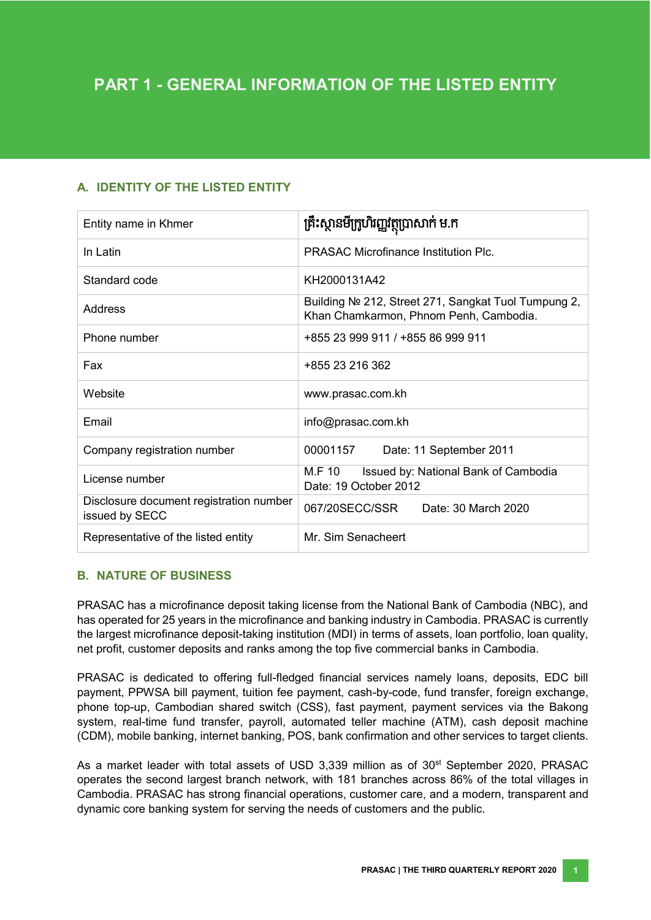# PART 1 - GENERAL INFORMATION OF THE LISTED ENTITY

## A. IDENTITY OF THE LISTED ENTITY

| Entity name in Khmer | គ្រឹះស្ថានមីក្រូហិរញ្ញវត្ថុប្រាសាក់ ម.ក |
|---|---|
| In Latin | PRASAC Microfinance Institution Plc. |
| Standard code | KH2000131A42 |
| Address | Building № 212, Street 271, Sangkat Tuol Tumpung 2, Khan Chamkarmon, Phnom Penh, Cambodia. |
| Phone number | +855 23 999 911 / +855 86 999 911 |
| Fax | +855 23 216 362 |
| Website | www.prasac.com.kh |
| Email | info@prasac.com.kh |
| Company registration number | 00001157 Date: 11 September 2011 |
| License number | M.F 10 Issued by: National Bank of Cambodia Date: 19 October 2012 |
| Disclosure document registration number issued by SECC | 067/20SECC/SSR Date: 30 March 2020 |
| Representative of the listed entity | Mr. Sim Senacheert |

## B. NATURE OF BUSINESS

PRASAC has a microfinance deposit taking license from the National Bank of Cambodia (NBC), and has operated for 25 years in the microfinance and banking industry in Cambodia. PRASAC is currently the largest microfinance deposit-taking institution (MDI) in terms of assets, loan portfolio, loan quality, net profit, customer deposits and ranks among the top five commercial banks in Cambodia.

PRASAC is dedicated to offering full-fledged financial services namely loans, deposits, EDC bill payment, PPWSA bill payment, tuition fee payment, cash-by-code, fund transfer, foreign exchange, phone top-up, Cambodian shared switch (CSS), fast payment, payment services via the Bakong system, real-time fund transfer, payroll, automated teller machine (ATM), cash deposit machine (CDM), mobile banking, internet banking, POS, bank confirmation and other services to target clients.

As a market leader with total assets of USD 3,339 million as of 30st September 2020, PRASAC operates the second largest branch network, with 181 branches across 86% of the total villages in Cambodia. PRASAC has strong financial operations, customer care, and a modern, transparent and dynamic core banking system for serving the needs of customers and the public.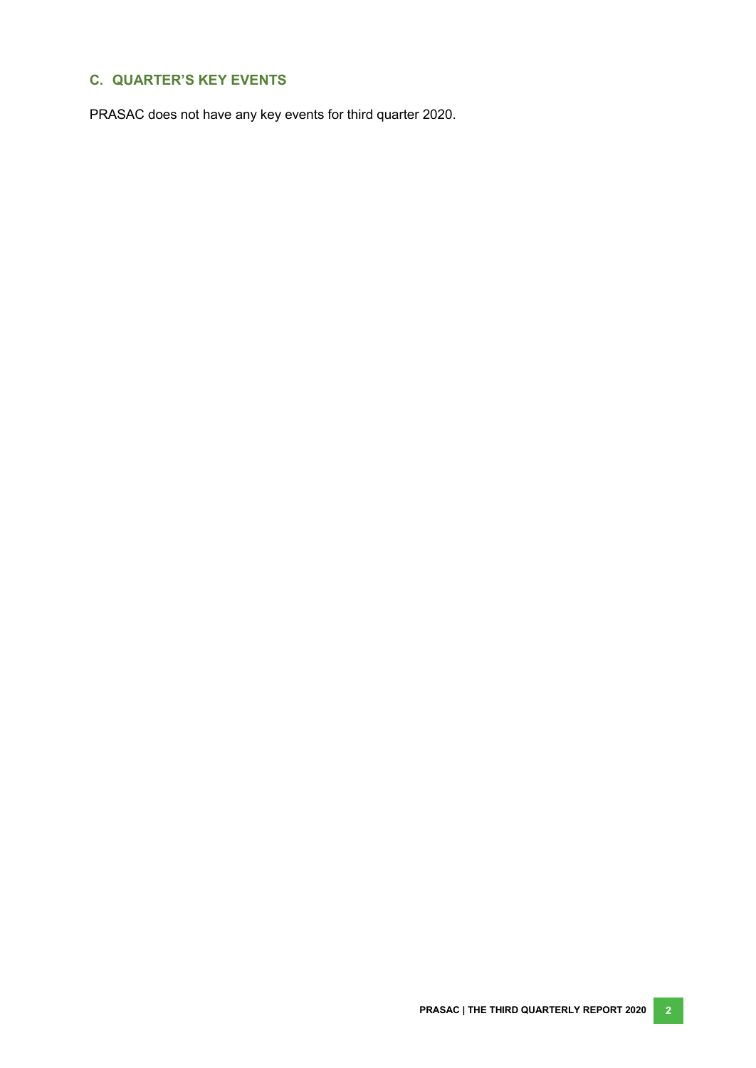## C. QUARTER'S KEY EVENTS

PRASAC does not have any key events for third quarter 2020.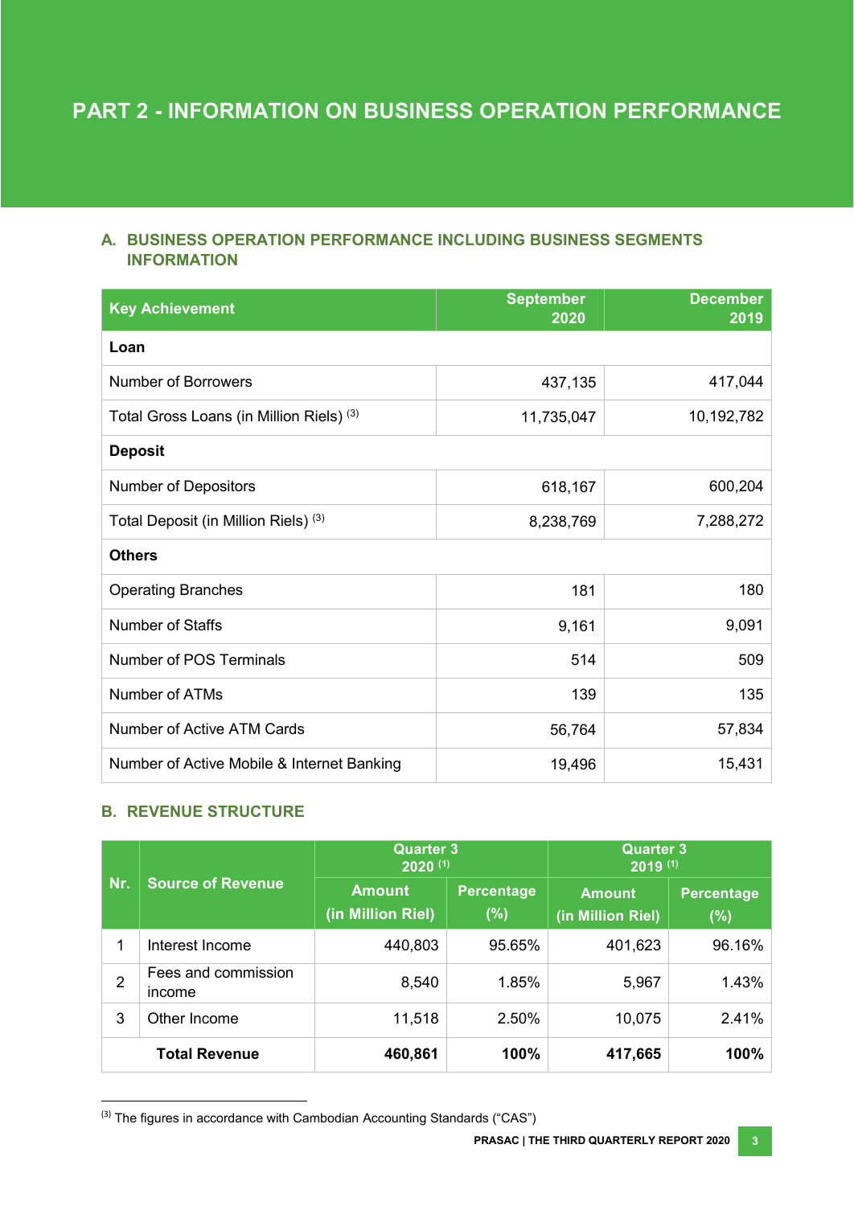# PART 2 - INFORMATION ON BUSINESS OPERATION PERFORMANCE

## A. BUSINESS OPERATION PERFORMANCE INCLUDING BUSINESS SEGMENTS INFORMATION

| Key Achievement | September 2020 | December 2019 |
|---|---|---|
| **Loan** | | |
| Number of Borrowers | 437,135 | 417,044 |
| Total Gross Loans (in Million Riels) [3] | 11,735,047 | 10,192,782 |
| **Deposit** | | |
| Number of Depositors | 618,167 | 600,204 |
| Total Deposit (in Million Riels) [3] | 8,238,769 | 7,288,272 |
| **Others** | | |
| Operating Branches | 181 | 180 |
| Number of Staffs | 9,161 | 9,091 |
| Number of POS Terminals | 514 | 509 |
| Number of ATMs | 139 | 135 |
| Number of Active ATM Cards | 56,764 | 57,834 |
| Number of Active Mobile & Internet Banking | 19,496 | 15,431 |

## B. REVENUE STRUCTURE

| Nr. | Source of Revenue | Quarter 3 2020 [1] | | Quarter 3 2019 [1] | |
|---|---|---|---|---|---|
| | | Amount (in Million Riel) | Percentage (%) | Amount (in Million Riel) | Percentage (%) |
| 1 | Interest Income | 440,803 | 95.65% | 401,623 | 96.16% |
| 2 | Fees and commission income | 8,540 | 1.85% | 5,967 | 1.43% |
| 3 | Other Income | 11,518 | 2.50% | 10,075 | 2.41% |
| | **Total Revenue** | **460,861** | **100%** | **417,665** | **100%** |

[3] The figures in accordance with Cambodian Accounting Standards ("CAS")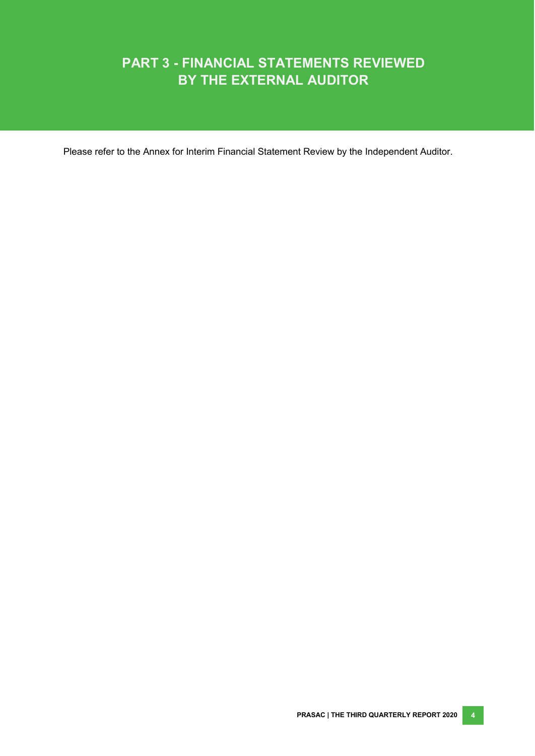# PART 3 - FINANCIAL STATEMENTS REVIEWED BY THE EXTERNAL AUDITOR

Please refer to the Annex for Interim Financial Statement Review by the Independent Auditor.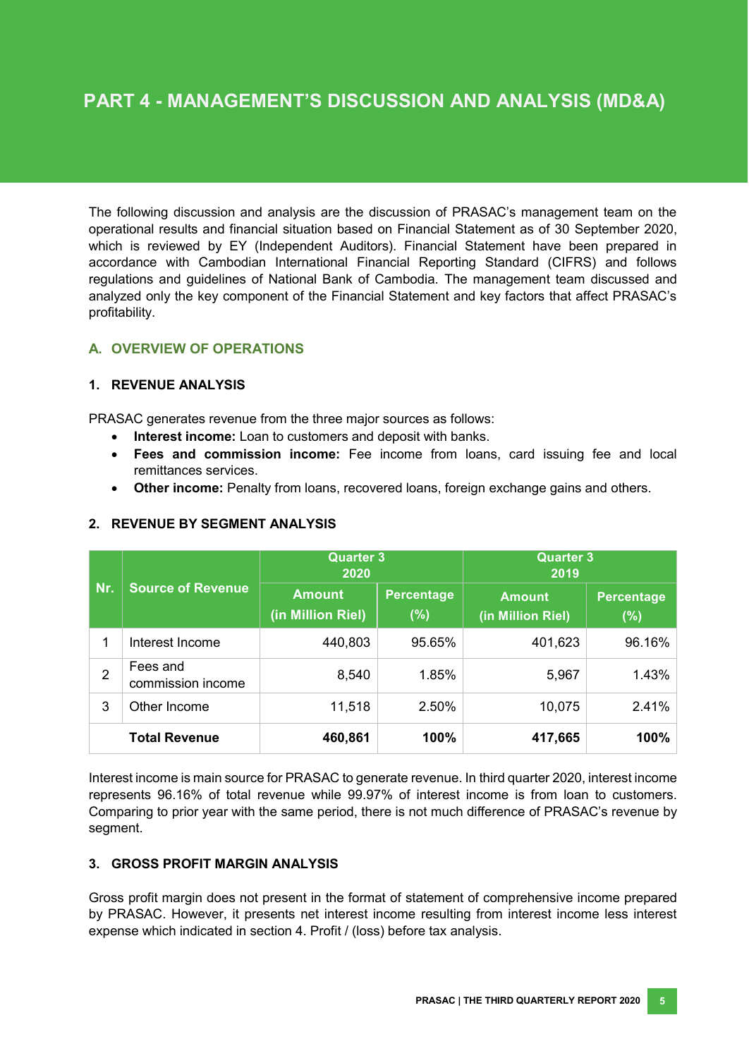# PART 4 - MANAGEMENT'S DISCUSSION AND ANALYSIS (MD&A)

The following discussion and analysis are the discussion of PRASAC's management team on the operational results and financial situation based on Financial Statement as of 30 September 2020, which is reviewed by EY (Independent Auditors). Financial Statement have been prepared in accordance with Cambodian International Financial Reporting Standard (CIFRS) and follows regulations and guidelines of National Bank of Cambodia. The management team discussed and analyzed only the key component of the Financial Statement and key factors that affect PRASAC's profitability.

## A. OVERVIEW OF OPERATIONS

### 1. REVENUE ANALYSIS

PRASAC generates revenue from the three major sources as follows:

- **Interest income:** Loan to customers and deposit with banks.
- **Fees and commission income:** Fee income from loans, card issuing fee and local remittances services.
- **Other income:** Penalty from loans, recovered loans, foreign exchange gains and others.

### 2. REVENUE BY SEGMENT ANALYSIS

| Nr. | Source of Revenue | Quarter 3 2020 | | Quarter 3 2019 | |
|---|---|---|---|---|---|
| | | Amount (in Million Riel) | Percentage (%) | Amount (in Million Riel) | Percentage (%) |
| 1 | Interest Income | 440,803 | 95.65% | 401,623 | 96.16% |
| 2 | Fees and commission income | 8,540 | 1.85% | 5,967 | 1.43% |
| 3 | Other Income | 11,518 | 2.50% | 10,075 | 2.41% |
| | **Total Revenue** | **460,861** | **100%** | **417,665** | **100%** |

Interest income is main source for PRASAC to generate revenue. In third quarter 2020, interest income represents 96.16% of total revenue while 99.97% of interest income is from loan to customers. Comparing to prior year with the same period, there is not much difference of PRASAC's revenue by segment.

### 3. GROSS PROFIT MARGIN ANALYSIS

Gross profit margin does not present in the format of statement of comprehensive income prepared by PRASAC. However, it presents net interest income resulting from interest income less interest expense which indicated in section 4. Profit / (loss) before tax analysis.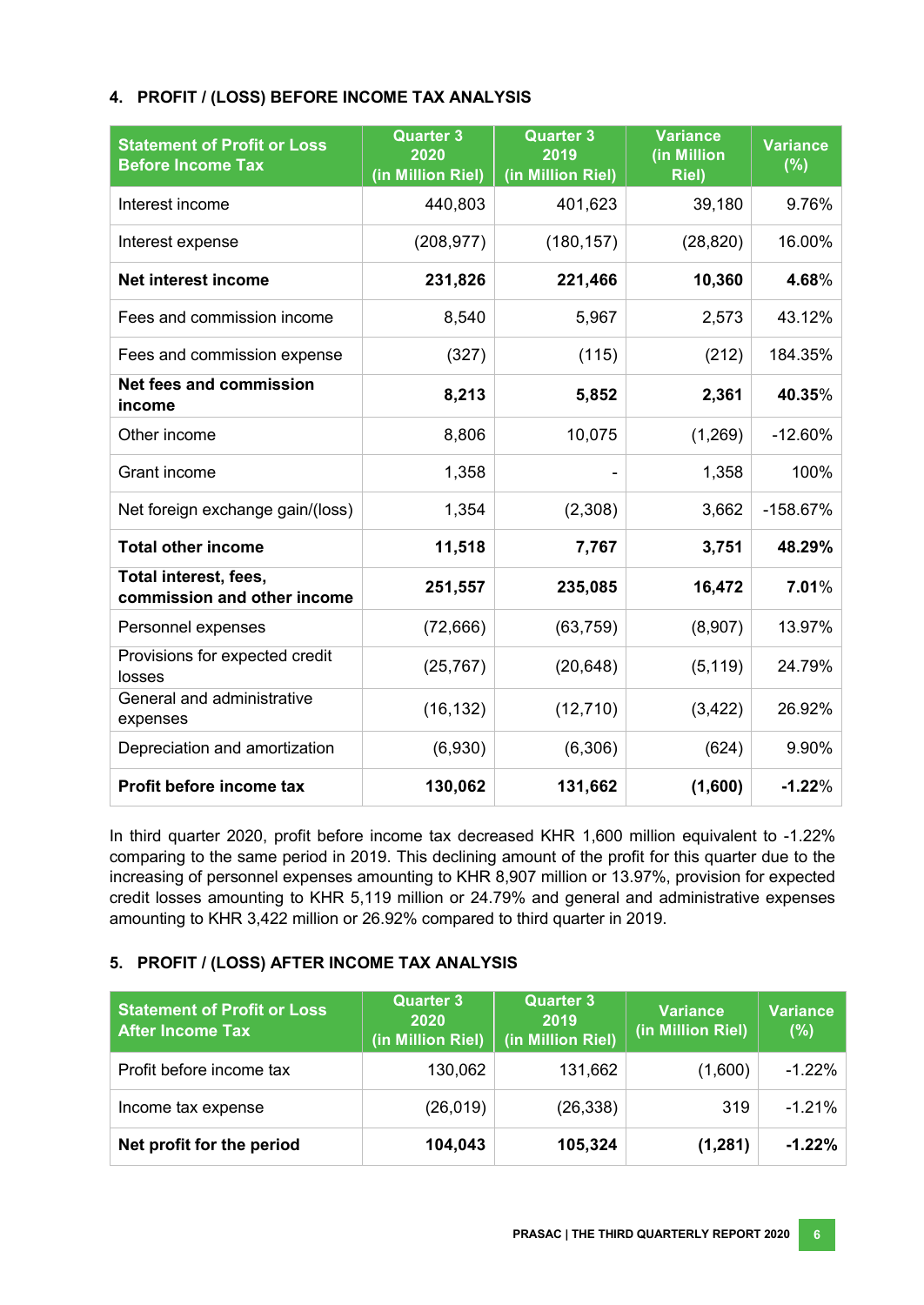## 4. PROFIT / (LOSS) BEFORE INCOME TAX ANALYSIS

| Statement of Profit or Loss Before Income Tax | Quarter 3 2020 (in Million Riel) | Quarter 3 2019 (in Million Riel) | Variance (in Million Riel) | Variance (%) |
|---|---|---|---|---|
| Interest income | 440,803 | 401,623 | 39,180 | 9.76% |
| Interest expense | (208,977) | (180,157) | (28,820) | 16.00% |
| **Net interest income** | **231,826** | **221,466** | **10,360** | **4.68%** |
| Fees and commission income | 8,540 | 5,967 | 2,573 | 43.12% |
| Fees and commission expense | (327) | (115) | (212) | 184.35% |
| **Net fees and commission income** | **8,213** | **5,852** | **2,361** | **40.35%** |
| Other income | 8,806 | 10,075 | (1,269) | -12.60% |
| Grant income | 1,358 | - | 1,358 | 100% |
| Net foreign exchange gain/(loss) | 1,354 | (2,308) | 3,662 | -158.67% |
| **Total other income** | **11,518** | **7,767** | **3,751** | **48.29%** |
| **Total interest, fees, commission and other income** | **251,557** | **235,085** | **16,472** | **7.01%** |
| Personnel expenses | (72,666) | (63,759) | (8,907) | 13.97% |
| Provisions for expected credit losses | (25,767) | (20,648) | (5,119) | 24.79% |
| General and administrative expenses | (16,132) | (12,710) | (3,422) | 26.92% |
| Depreciation and amortization | (6,930) | (6,306) | (624) | 9.90% |
| **Profit before income tax** | **130,062** | **131,662** | **(1,600)** | **-1.22%** |

In third quarter 2020, profit before income tax decreased KHR 1,600 million equivalent to -1.22% comparing to the same period in 2019. This declining amount of the profit for this quarter due to the increasing of personnel expenses amounting to KHR 8,907 million or 13.97%, provision for expected credit losses amounting to KHR 5,119 million or 24.79% and general and administrative expenses amounting to KHR 3,422 million or 26.92% compared to third quarter in 2019.

## 5. PROFIT / (LOSS) AFTER INCOME TAX ANALYSIS

| Statement of Profit or Loss After Income Tax | Quarter 3 2020 (in Million Riel) | Quarter 3 2019 (in Million Riel) | Variance (in Million Riel) | Variance (%) |
|---|---|---|---|---|
| Profit before income tax | 130,062 | 131,662 | (1,600) | -1.22% |
| Income tax expense | (26,019) | (26,338) | 319 | -1.21% |
| **Net profit for the period** | **104,043** | **105,324** | **(1,281)** | **-1.22%** |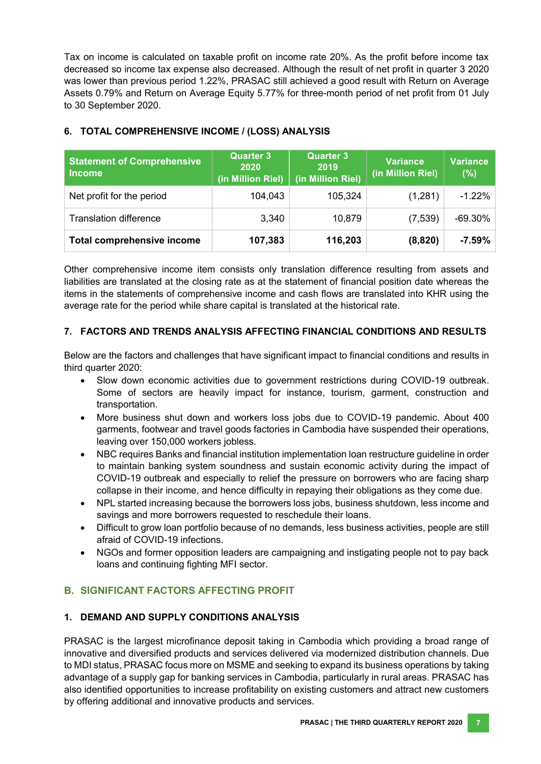Tax on income is calculated on taxable profit on income rate 20%. As the profit before income tax decreased so income tax expense also decreased. Although the result of net profit in quarter 3 2020 was lower than previous period 1.22%, PRASAC still achieved a good result with Return on Average Assets 0.79% and Return on Average Equity 5.77% for three-month period of net profit from 01 July to 30 September 2020.

### 6. TOTAL COMPREHENSIVE INCOME / (LOSS) ANALYSIS

| Statement of Comprehensive Income | Quarter 3 2020 (in Million Riel) | Quarter 3 2019 (in Million Riel) | Variance (in Million Riel) | Variance (%) |
|---|---|---|---|---|
| Net profit for the period | 104,043 | 105,324 | (1,281) | -1.22% |
| Translation difference | 3,340 | 10,879 | (7,539) | -69.30% |
| **Total comprehensive income** | **107,383** | **116,203** | **(8,820)** | **-7.59%** |

Other comprehensive income item consists only translation difference resulting from assets and liabilities are translated at the closing rate as at the statement of financial position date whereas the items in the statements of comprehensive income and cash flows are translated into KHR using the average rate for the period while share capital is translated at the historical rate.

### 7. FACTORS AND TRENDS ANALYSIS AFFECTING FINANCIAL CONDITIONS AND RESULTS

Below are the factors and challenges that have significant impact to financial conditions and results in third quarter 2020:

- Slow down economic activities due to government restrictions during COVID-19 outbreak. Some of sectors are heavily impact for instance, tourism, garment, construction and transportation.
- More business shut down and workers loss jobs due to COVID-19 pandemic. About 400 garments, footwear and travel goods factories in Cambodia have suspended their operations, leaving over 150,000 workers jobless.
- NBC requires Banks and financial institution implementation loan restructure guideline in order to maintain banking system soundness and sustain economic activity during the impact of COVID-19 outbreak and especially to relief the pressure on borrowers who are facing sharp collapse in their income, and hence difficulty in repaying their obligations as they come due.
- NPL started increasing because the borrowers loss jobs, business shutdown, less income and savings and more borrowers requested to reschedule their loans.
- Difficult to grow loan portfolio because of no demands, less business activities, people are still afraid of COVID-19 infections.
- NGOs and former opposition leaders are campaigning and instigating people not to pay back loans and continuing fighting MFI sector.

## B. SIGNIFICANT FACTORS AFFECTING PROFIT

### 1. DEMAND AND SUPPLY CONDITIONS ANALYSIS

PRASAC is the largest microfinance deposit taking in Cambodia which providing a broad range of innovative and diversified products and services delivered via modernized distribution channels. Due to MDI status, PRASAC focus more on MSME and seeking to expand its business operations by taking advantage of a supply gap for banking services in Cambodia, particularly in rural areas. PRASAC has also identified opportunities to increase profitability on existing customers and attract new customers by offering additional and innovative products and services.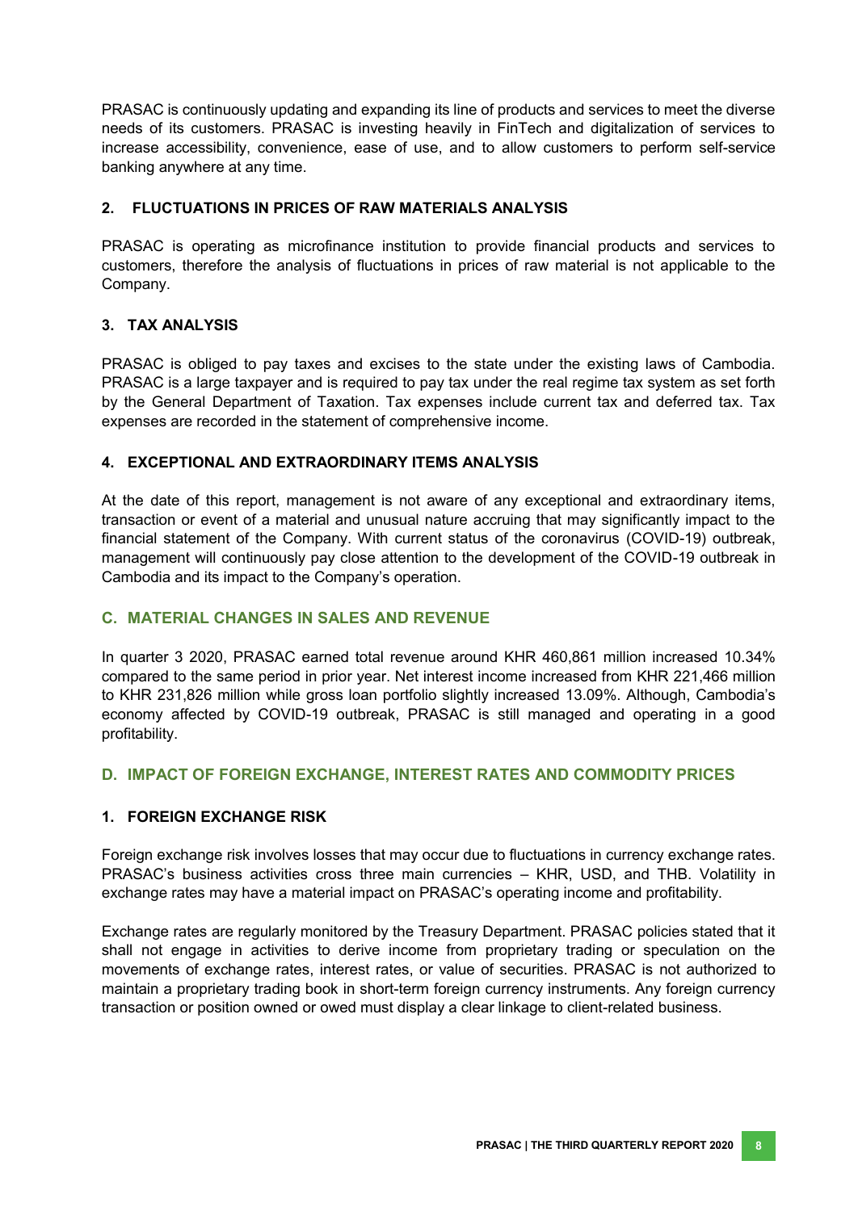PRASAC is continuously updating and expanding its line of products and services to meet the diverse needs of its customers. PRASAC is investing heavily in FinTech and digitalization of services to increase accessibility, convenience, ease of use, and to allow customers to perform self-service banking anywhere at any time.

### 2. FLUCTUATIONS IN PRICES OF RAW MATERIALS ANALYSIS

PRASAC is operating as microfinance institution to provide financial products and services to customers, therefore the analysis of fluctuations in prices of raw material is not applicable to the Company.

### 3. TAX ANALYSIS

PRASAC is obliged to pay taxes and excises to the state under the existing laws of Cambodia. PRASAC is a large taxpayer and is required to pay tax under the real regime tax system as set forth by the General Department of Taxation. Tax expenses include current tax and deferred tax. Tax expenses are recorded in the statement of comprehensive income.

### 4. EXCEPTIONAL AND EXTRAORDINARY ITEMS ANALYSIS

At the date of this report, management is not aware of any exceptional and extraordinary items, transaction or event of a material and unusual nature accruing that may significantly impact to the financial statement of the Company. With current status of the coronavirus (COVID-19) outbreak, management will continuously pay close attention to the development of the COVID-19 outbreak in Cambodia and its impact to the Company's operation.

## C. MATERIAL CHANGES IN SALES AND REVENUE

In quarter 3 2020, PRASAC earned total revenue around KHR 460,861 million increased 10.34% compared to the same period in prior year. Net interest income increased from KHR 221,466 million to KHR 231,826 million while gross loan portfolio slightly increased 13.09%. Although, Cambodia's economy affected by COVID-19 outbreak, PRASAC is still managed and operating in a good profitability.

## D. IMPACT OF FOREIGN EXCHANGE, INTEREST RATES AND COMMODITY PRICES

### 1. FOREIGN EXCHANGE RISK

Foreign exchange risk involves losses that may occur due to fluctuations in currency exchange rates. PRASAC's business activities cross three main currencies – KHR, USD, and THB. Volatility in exchange rates may have a material impact on PRASAC's operating income and profitability.

Exchange rates are regularly monitored by the Treasury Department. PRASAC policies stated that it shall not engage in activities to derive income from proprietary trading or speculation on the movements of exchange rates, interest rates, or value of securities. PRASAC is not authorized to maintain a proprietary trading book in short-term foreign currency instruments. Any foreign currency transaction or position owned or owed must display a clear linkage to client-related business.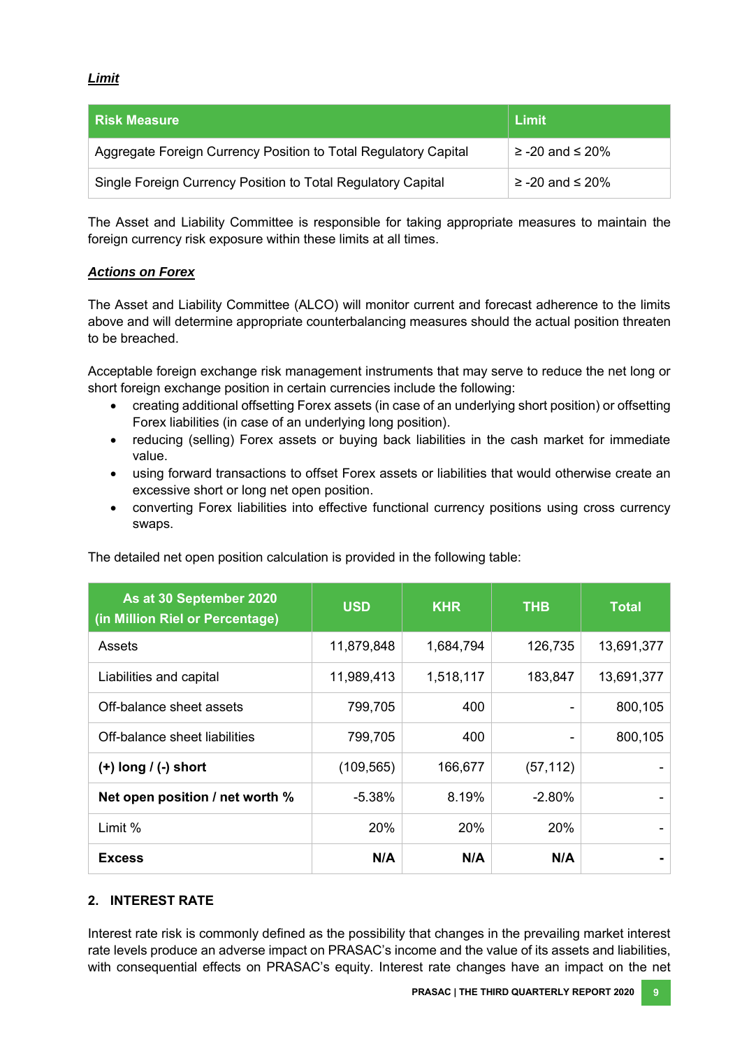***Limit***

| Risk Measure | Limit |
|---|---|
| Aggregate Foreign Currency Position to Total Regulatory Capital | ≥ -20 and ≤ 20% |
| Single Foreign Currency Position to Total Regulatory Capital | ≥ -20 and ≤ 20% |

The Asset and Liability Committee is responsible for taking appropriate measures to maintain the foreign currency risk exposure within these limits at all times.

***Actions on Forex***

The Asset and Liability Committee (ALCO) will monitor current and forecast adherence to the limits above and will determine appropriate counterbalancing measures should the actual position threaten to be breached.

Acceptable foreign exchange risk management instruments that may serve to reduce the net long or short foreign exchange position in certain currencies include the following:

- creating additional offsetting Forex assets (in case of an underlying short position) or offsetting Forex liabilities (in case of an underlying long position).
- reducing (selling) Forex assets or buying back liabilities in the cash market for immediate value.
- using forward transactions to offset Forex assets or liabilities that would otherwise create an excessive short or long net open position.
- converting Forex liabilities into effective functional currency positions using cross currency swaps.

The detailed net open position calculation is provided in the following table:

| As at 30 September 2020 (in Million Riel or Percentage) | USD | KHR | THB | Total |
|---|---|---|---|---|
| Assets | 11,879,848 | 1,684,794 | 126,735 | 13,691,377 |
| Liabilities and capital | 11,989,413 | 1,518,117 | 183,847 | 13,691,377 |
| Off-balance sheet assets | 799,705 | 400 | - | 800,105 |
| Off-balance sheet liabilities | 799,705 | 400 | - | 800,105 |
| **(+) long / (-) short** | (109,565) | 166,677 | (57,112) | - |
| **Net open position / net worth %** | -5.38% | 8.19% | -2.80% | - |
| Limit % | 20% | 20% | 20% | - |
| **Excess** | **N/A** | **N/A** | **N/A** | **-** |

## 2. INTEREST RATE

Interest rate risk is commonly defined as the possibility that changes in the prevailing market interest rate levels produce an adverse impact on PRASAC's income and the value of its assets and liabilities, with consequential effects on PRASAC's equity. Interest rate changes have an impact on the net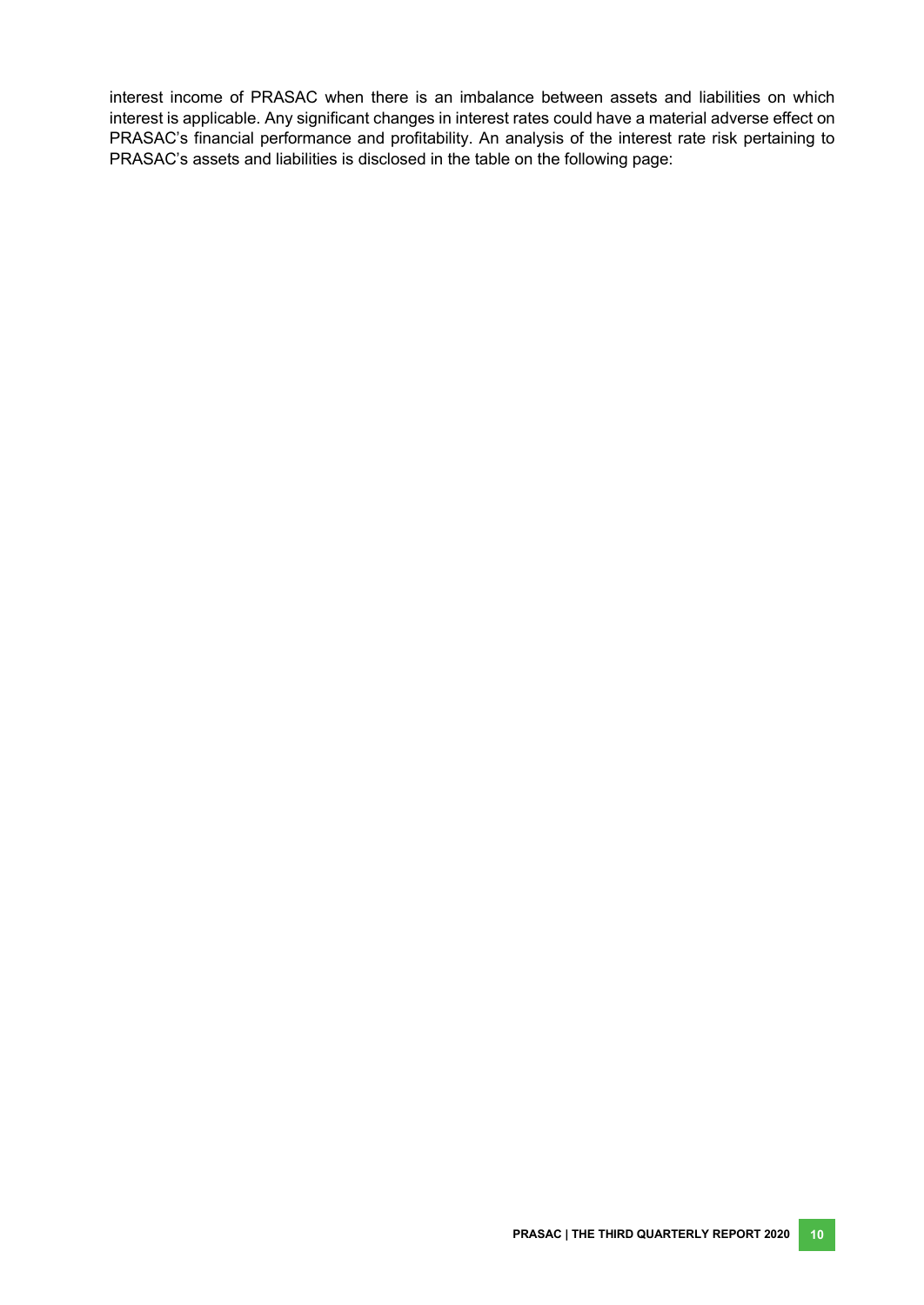interest income of PRASAC when there is an imbalance between assets and liabilities on which interest is applicable. Any significant changes in interest rates could have a material adverse effect on PRASAC's financial performance and profitability. An analysis of the interest rate risk pertaining to PRASAC's assets and liabilities is disclosed in the table on the following page: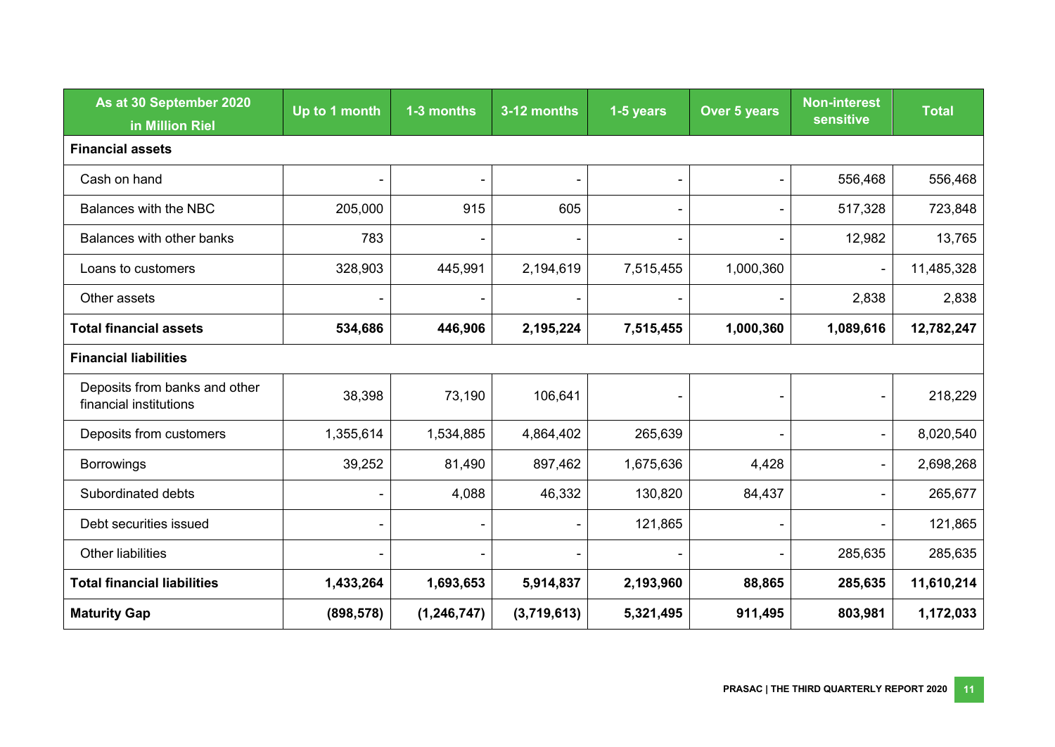| As at 30 September 2020 in Million Riel | Up to 1 month | 1-3 months | 3-12 months | 1-5 years | Over 5 years | Non-interest sensitive | Total |
|---|---|---|---|---|---|---|---|
| **Financial assets** | | | | | | | |
| Cash on hand | - | - | - | - | - | 556,468 | 556,468 |
| Balances with the NBC | 205,000 | 915 | 605 | - | - | 517,328 | 723,848 |
| Balances with other banks | 783 | - | - | - | - | 12,982 | 13,765 |
| Loans to customers | 328,903 | 445,991 | 2,194,619 | 7,515,455 | 1,000,360 | - | 11,485,328 |
| Other assets | - | - | - | - | - | 2,838 | 2,838 |
| **Total financial assets** | **534,686** | **446,906** | **2,195,224** | **7,515,455** | **1,000,360** | **1,089,616** | **12,782,247** |
| **Financial liabilities** | | | | | | | |
| Deposits from banks and other financial institutions | 38,398 | 73,190 | 106,641 | - | - | - | 218,229 |
| Deposits from customers | 1,355,614 | 1,534,885 | 4,864,402 | 265,639 | - | - | 8,020,540 |
| Borrowings | 39,252 | 81,490 | 897,462 | 1,675,636 | 4,428 | - | 2,698,268 |
| Subordinated debts | - | 4,088 | 46,332 | 130,820 | 84,437 | - | 265,677 |
| Debt securities issued | - | - | - | 121,865 | - | - | 121,865 |
| Other liabilities | - | - | - | - | - | 285,635 | 285,635 |
| **Total financial liabilities** | **1,433,264** | **1,693,653** | **5,914,837** | **2,193,960** | **88,865** | **285,635** | **11,610,214** |
| **Maturity Gap** | **(898,578)** | **(1,246,747)** | **(3,719,613)** | **5,321,495** | **911,495** | **803,981** | **1,172,033** |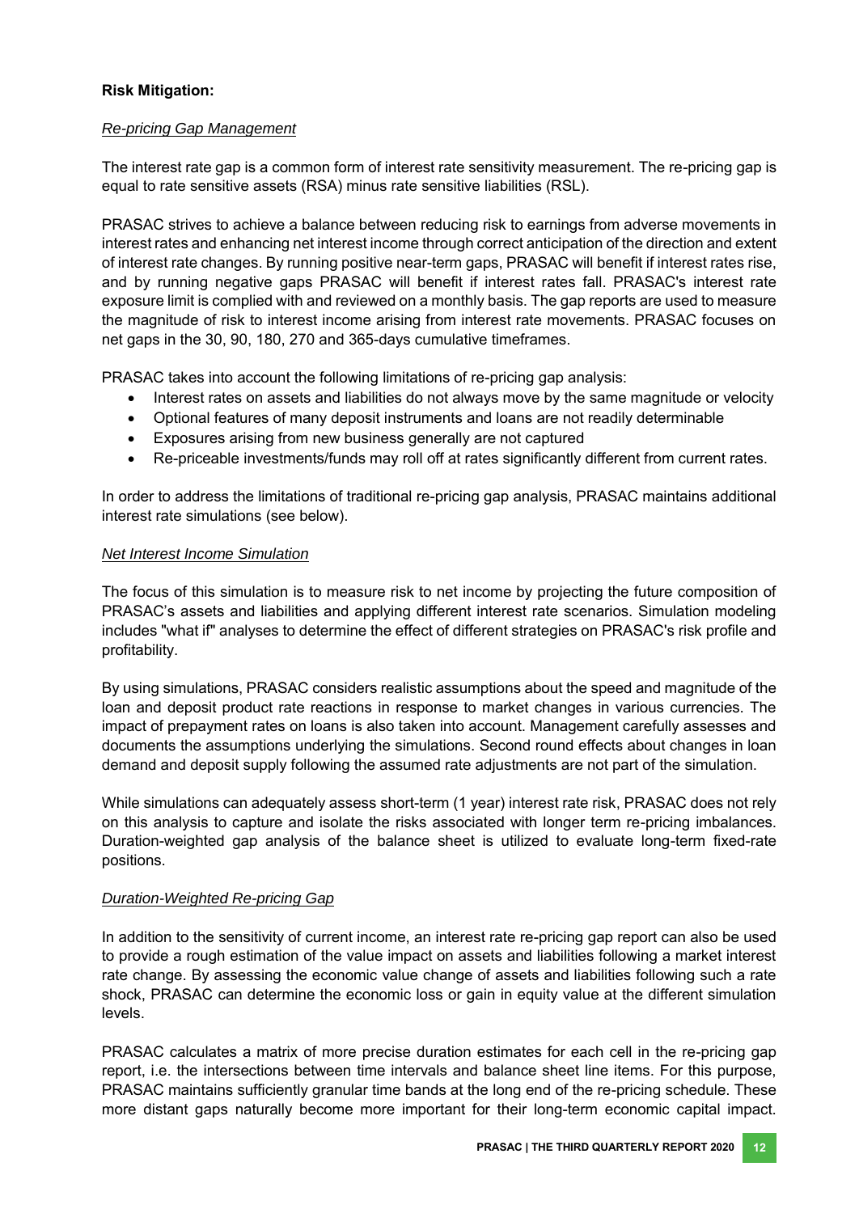**Risk Mitigation:**

*Re-pricing Gap Management*

The interest rate gap is a common form of interest rate sensitivity measurement. The re-pricing gap is equal to rate sensitive assets (RSA) minus rate sensitive liabilities (RSL).

PRASAC strives to achieve a balance between reducing risk to earnings from adverse movements in interest rates and enhancing net interest income through correct anticipation of the direction and extent of interest rate changes. By running positive near-term gaps, PRASAC will benefit if interest rates rise, and by running negative gaps PRASAC will benefit if interest rates fall. PRASAC's interest rate exposure limit is complied with and reviewed on a monthly basis. The gap reports are used to measure the magnitude of risk to interest income arising from interest rate movements. PRASAC focuses on net gaps in the 30, 90, 180, 270 and 365-days cumulative timeframes.

PRASAC takes into account the following limitations of re-pricing gap analysis:

- Interest rates on assets and liabilities do not always move by the same magnitude or velocity
- Optional features of many deposit instruments and loans are not readily determinable
- Exposures arising from new business generally are not captured
- Re-priceable investments/funds may roll off at rates significantly different from current rates.

In order to address the limitations of traditional re-pricing gap analysis, PRASAC maintains additional interest rate simulations (see below).

*Net Interest Income Simulation*

The focus of this simulation is to measure risk to net income by projecting the future composition of PRASAC's assets and liabilities and applying different interest rate scenarios. Simulation modeling includes "what if" analyses to determine the effect of different strategies on PRASAC's risk profile and profitability.

By using simulations, PRASAC considers realistic assumptions about the speed and magnitude of the loan and deposit product rate reactions in response to market changes in various currencies. The impact of prepayment rates on loans is also taken into account. Management carefully assesses and documents the assumptions underlying the simulations. Second round effects about changes in loan demand and deposit supply following the assumed rate adjustments are not part of the simulation.

While simulations can adequately assess short-term (1 year) interest rate risk, PRASAC does not rely on this analysis to capture and isolate the risks associated with longer term re-pricing imbalances. Duration-weighted gap analysis of the balance sheet is utilized to evaluate long-term fixed-rate positions.

*Duration-Weighted Re-pricing Gap*

In addition to the sensitivity of current income, an interest rate re-pricing gap report can also be used to provide a rough estimation of the value impact on assets and liabilities following a market interest rate change. By assessing the economic value change of assets and liabilities following such a rate shock, PRASAC can determine the economic loss or gain in equity value at the different simulation levels.

PRASAC calculates a matrix of more precise duration estimates for each cell in the re-pricing gap report, i.e. the intersections between time intervals and balance sheet line items. For this purpose, PRASAC maintains sufficiently granular time bands at the long end of the re-pricing schedule. These more distant gaps naturally become more important for their long-term economic capital impact.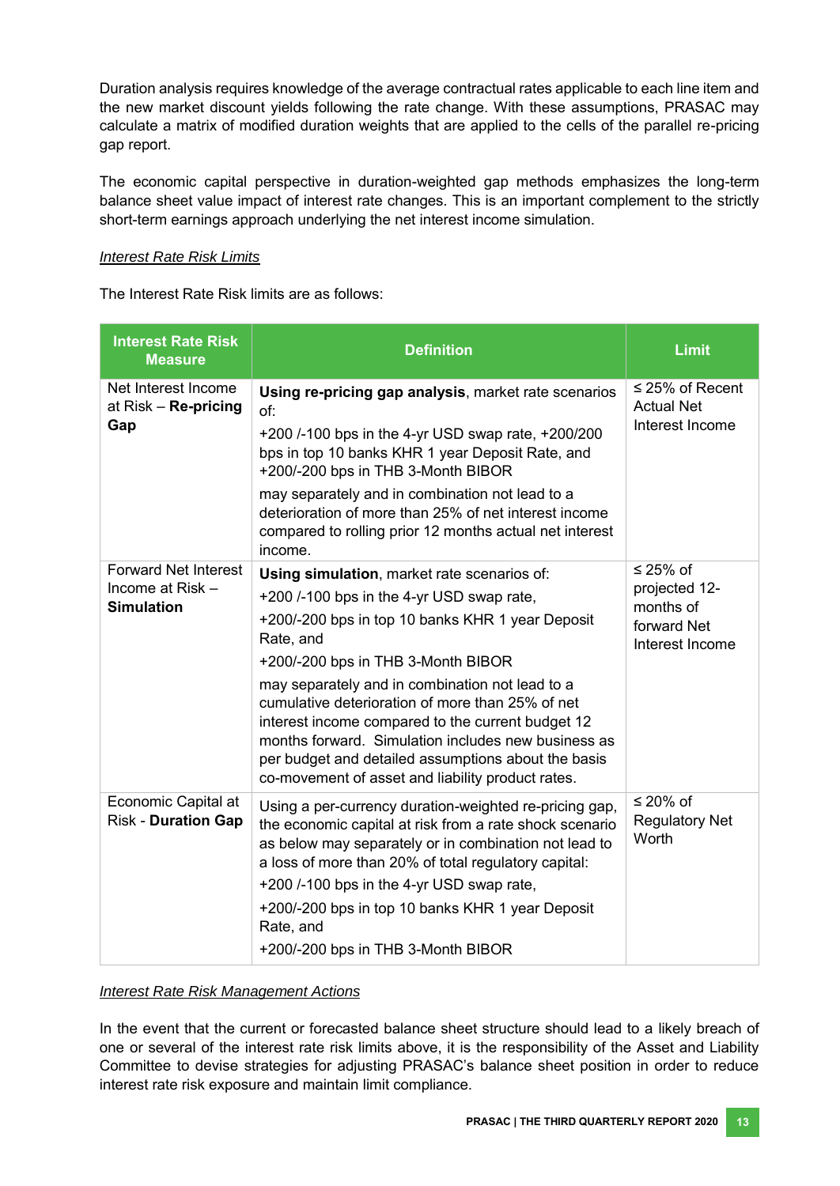Duration analysis requires knowledge of the average contractual rates applicable to each line item and the new market discount yields following the rate change. With these assumptions, PRASAC may calculate a matrix of modified duration weights that are applied to the cells of the parallel re-pricing gap report.

The economic capital perspective in duration-weighted gap methods emphasizes the long-term balance sheet value impact of interest rate changes. This is an important complement to the strictly short-term earnings approach underlying the net interest income simulation.

*Interest Rate Risk Limits*

The Interest Rate Risk limits are as follows:

| Interest Rate Risk Measure | Definition | Limit |
|---|---|---|
| Net Interest Income at Risk – **Re-pricing Gap** | **Using re-pricing gap analysis**, market rate scenarios of:<br>+200 /-100 bps in the 4-yr USD swap rate, +200/200 bps in top 10 banks KHR 1 year Deposit Rate, and +200/-200 bps in THB 3-Month BIBOR<br>may separately and in combination not lead to a deterioration of more than 25% of net interest income compared to rolling prior 12 months actual net interest income. | ≤ 25% of Recent Actual Net Interest Income |
| Forward Net Interest Income at Risk – **Simulation** | **Using simulation**, market rate scenarios of:<br>+200 /-100 bps in the 4-yr USD swap rate,<br>+200/-200 bps in top 10 banks KHR 1 year Deposit Rate, and<br>+200/-200 bps in THB 3-Month BIBOR<br>may separately and in combination not lead to a cumulative deterioration of more than 25% of net interest income compared to the current budget 12 months forward. Simulation includes new business as per budget and detailed assumptions about the basis co-movement of asset and liability product rates. | ≤ 25% of projected 12-months of forward Net Interest Income |
| Economic Capital at Risk - **Duration Gap** | Using a per-currency duration-weighted re-pricing gap, the economic capital at risk from a rate shock scenario as below may separately or in combination not lead to a loss of more than 20% of total regulatory capital:<br>+200 /-100 bps in the 4-yr USD swap rate,<br>+200/-200 bps in top 10 banks KHR 1 year Deposit Rate, and<br>+200/-200 bps in THB 3-Month BIBOR | ≤ 20% of Regulatory Net Worth |

*Interest Rate Risk Management Actions*

In the event that the current or forecasted balance sheet structure should lead to a likely breach of one or several of the interest rate risk limits above, it is the responsibility of the Asset and Liability Committee to devise strategies for adjusting PRASAC's balance sheet position in order to reduce interest rate risk exposure and maintain limit compliance.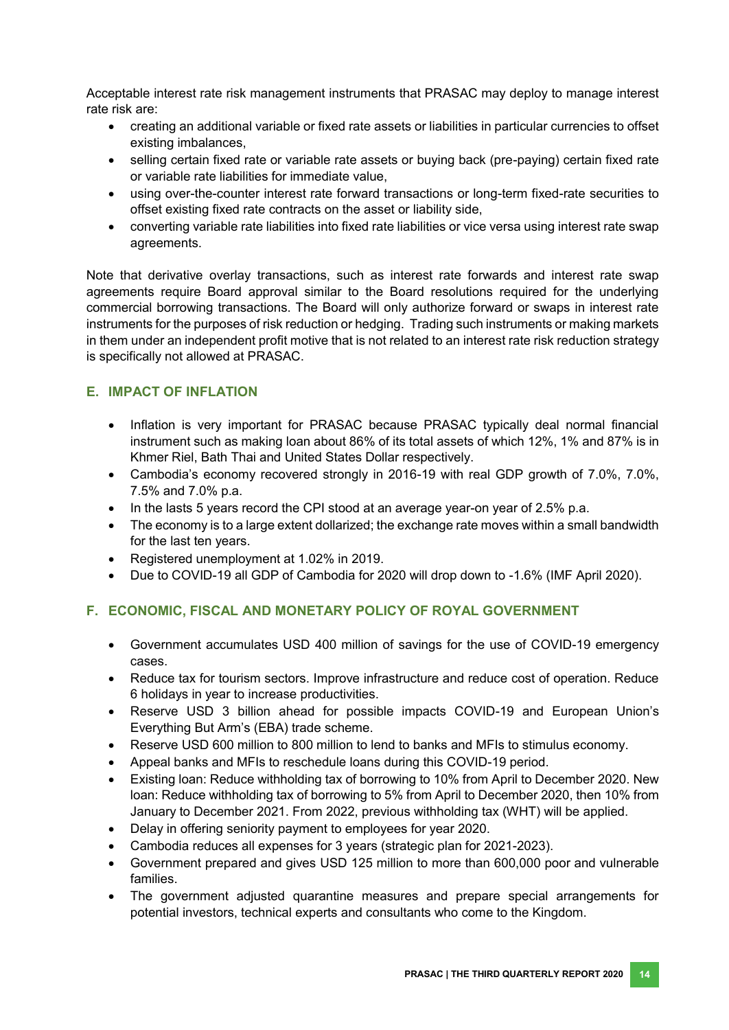Acceptable interest rate risk management instruments that PRASAC may deploy to manage interest rate risk are:

- creating an additional variable or fixed rate assets or liabilities in particular currencies to offset existing imbalances,
- selling certain fixed rate or variable rate assets or buying back (pre-paying) certain fixed rate or variable rate liabilities for immediate value,
- using over-the-counter interest rate forward transactions or long-term fixed-rate securities to offset existing fixed rate contracts on the asset or liability side,
- converting variable rate liabilities into fixed rate liabilities or vice versa using interest rate swap agreements.

Note that derivative overlay transactions, such as interest rate forwards and interest rate swap agreements require Board approval similar to the Board resolutions required for the underlying commercial borrowing transactions. The Board will only authorize forward or swaps in interest rate instruments for the purposes of risk reduction or hedging. Trading such instruments or making markets in them under an independent profit motive that is not related to an interest rate risk reduction strategy is specifically not allowed at PRASAC.

## E. IMPACT OF INFLATION

- Inflation is very important for PRASAC because PRASAC typically deal normal financial instrument such as making loan about 86% of its total assets of which 12%, 1% and 87% is in Khmer Riel, Bath Thai and United States Dollar respectively.
- Cambodia's economy recovered strongly in 2016-19 with real GDP growth of 7.0%, 7.0%, 7.5% and 7.0% p.a.
- In the lasts 5 years record the CPI stood at an average year-on year of 2.5% p.a.
- The economy is to a large extent dollarized; the exchange rate moves within a small bandwidth for the last ten years.
- Registered unemployment at 1.02% in 2019.
- Due to COVID-19 all GDP of Cambodia for 2020 will drop down to -1.6% (IMF April 2020).

## F. ECONOMIC, FISCAL AND MONETARY POLICY OF ROYAL GOVERNMENT

- Government accumulates USD 400 million of savings for the use of COVID-19 emergency cases.
- Reduce tax for tourism sectors. Improve infrastructure and reduce cost of operation. Reduce 6 holidays in year to increase productivities.
- Reserve USD 3 billion ahead for possible impacts COVID-19 and European Union's Everything But Arm's (EBA) trade scheme.
- Reserve USD 600 million to 800 million to lend to banks and MFIs to stimulus economy.
- Appeal banks and MFIs to reschedule loans during this COVID-19 period.
- Existing loan: Reduce withholding tax of borrowing to 10% from April to December 2020. New loan: Reduce withholding tax of borrowing to 5% from April to December 2020, then 10% from January to December 2021. From 2022, previous withholding tax (WHT) will be applied.
- Delay in offering seniority payment to employees for year 2020.
- Cambodia reduces all expenses for 3 years (strategic plan for 2021-2023).
- Government prepared and gives USD 125 million to more than 600,000 poor and vulnerable families.
- The government adjusted quarantine measures and prepare special arrangements for potential investors, technical experts and consultants who come to the Kingdom.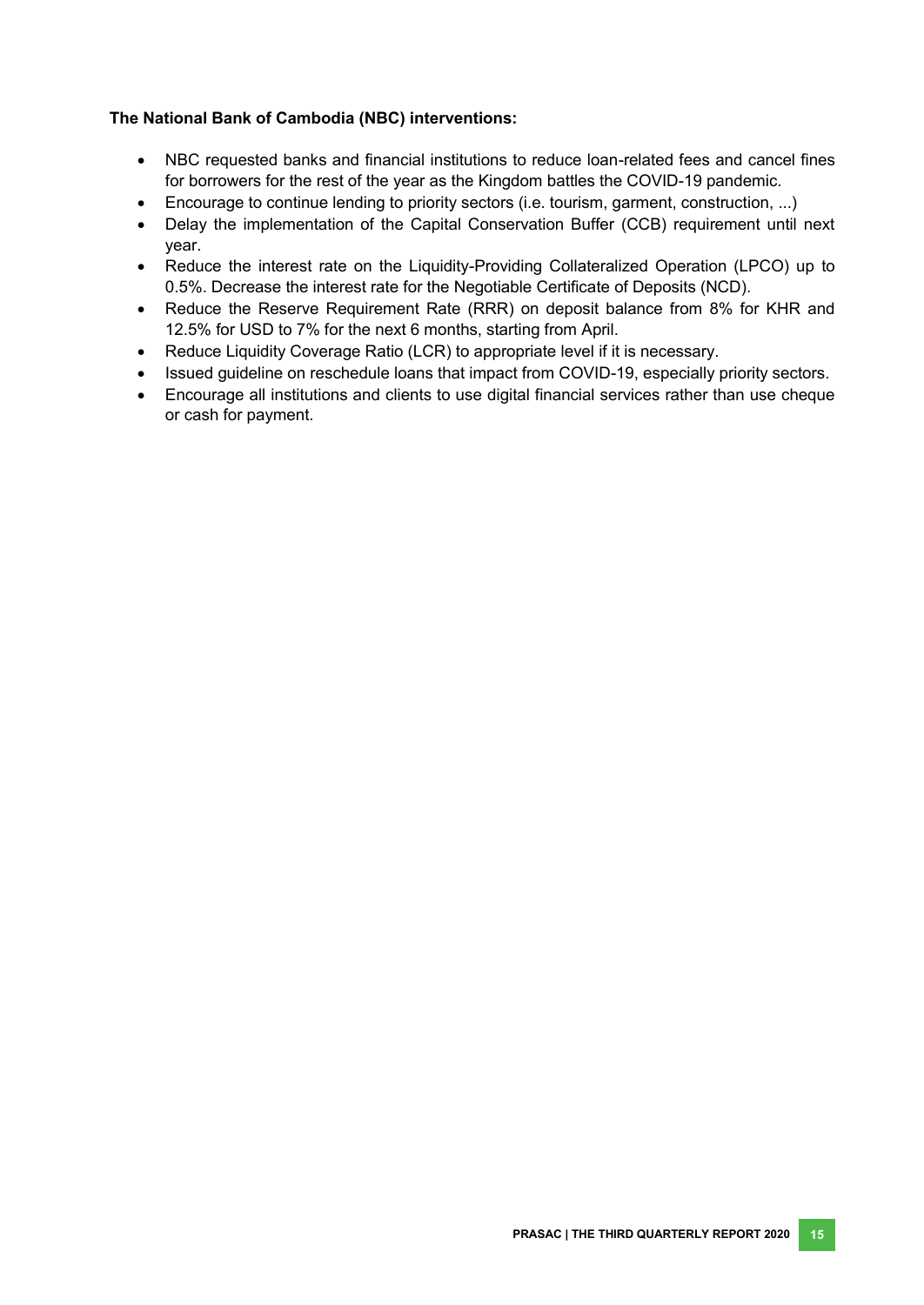**The National Bank of Cambodia (NBC) interventions:**

- NBC requested banks and financial institutions to reduce loan-related fees and cancel fines for borrowers for the rest of the year as the Kingdom battles the COVID-19 pandemic.
- Encourage to continue lending to priority sectors (i.e. tourism, garment, construction, ...)
- Delay the implementation of the Capital Conservation Buffer (CCB) requirement until next year.
- Reduce the interest rate on the Liquidity-Providing Collateralized Operation (LPCO) up to 0.5%. Decrease the interest rate for the Negotiable Certificate of Deposits (NCD).
- Reduce the Reserve Requirement Rate (RRR) on deposit balance from 8% for KHR and 12.5% for USD to 7% for the next 6 months, starting from April.
- Reduce Liquidity Coverage Ratio (LCR) to appropriate level if it is necessary.
- Issued guideline on reschedule loans that impact from COVID-19, especially priority sectors.
- Encourage all institutions and clients to use digital financial services rather than use cheque or cash for payment.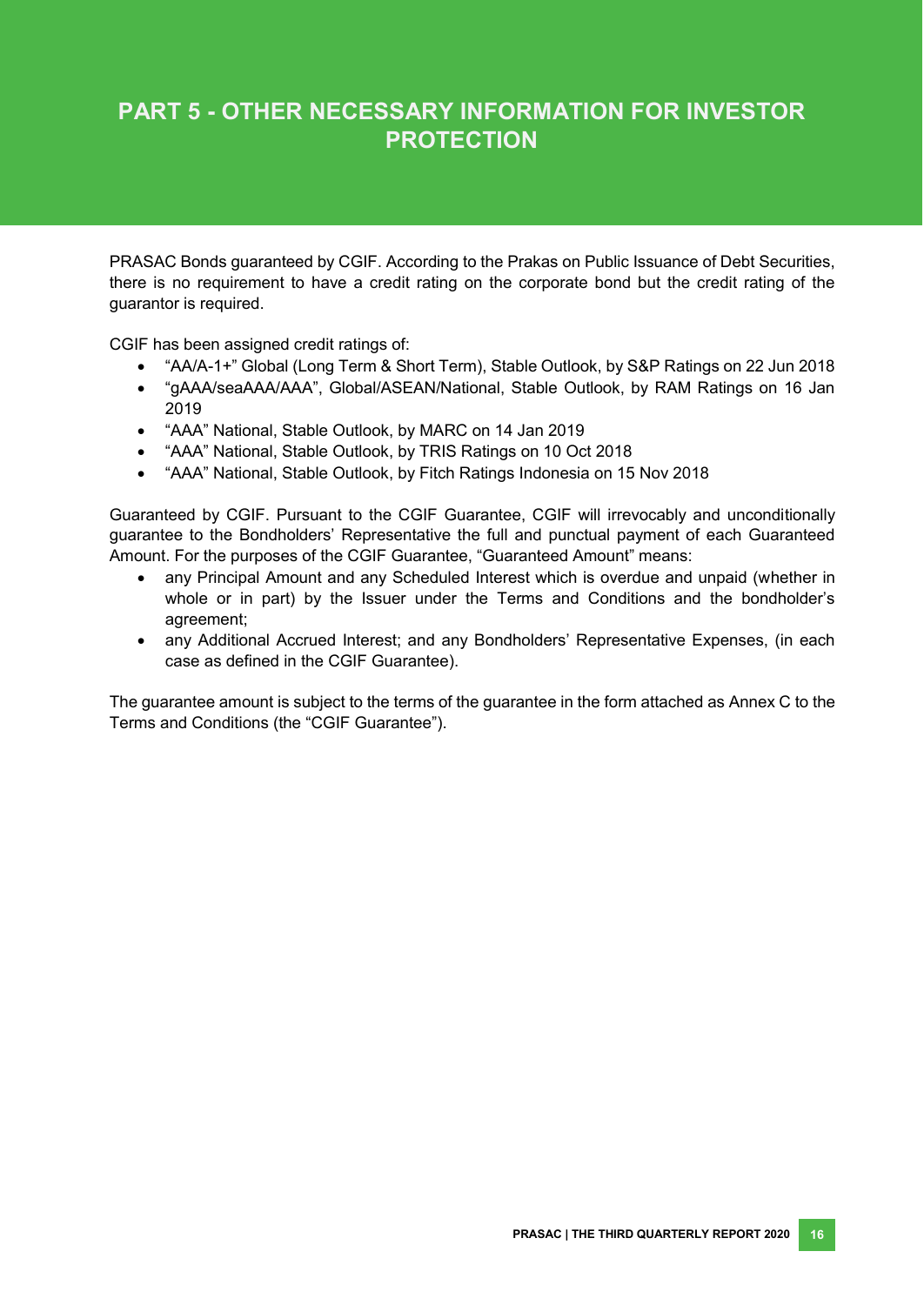# PART 5 - OTHER NECESSARY INFORMATION FOR INVESTOR PROTECTION

PRASAC Bonds guaranteed by CGIF. According to the Prakas on Public Issuance of Debt Securities, there is no requirement to have a credit rating on the corporate bond but the credit rating of the guarantor is required.

CGIF has been assigned credit ratings of:

- "AA/A-1+" Global (Long Term & Short Term), Stable Outlook, by S&P Ratings on 22 Jun 2018
- "gAAA/seaAAA/AAA", Global/ASEAN/National, Stable Outlook, by RAM Ratings on 16 Jan 2019
- "AAA" National, Stable Outlook, by MARC on 14 Jan 2019
- "AAA" National, Stable Outlook, by TRIS Ratings on 10 Oct 2018
- "AAA" National, Stable Outlook, by Fitch Ratings Indonesia on 15 Nov 2018

Guaranteed by CGIF. Pursuant to the CGIF Guarantee, CGIF will irrevocably and unconditionally guarantee to the Bondholders' Representative the full and punctual payment of each Guaranteed Amount. For the purposes of the CGIF Guarantee, "Guaranteed Amount" means:

- any Principal Amount and any Scheduled Interest which is overdue and unpaid (whether in whole or in part) by the Issuer under the Terms and Conditions and the bondholder's agreement;
- any Additional Accrued Interest; and any Bondholders' Representative Expenses, (in each case as defined in the CGIF Guarantee).

The guarantee amount is subject to the terms of the guarantee in the form attached as Annex C to the Terms and Conditions (the "CGIF Guarantee").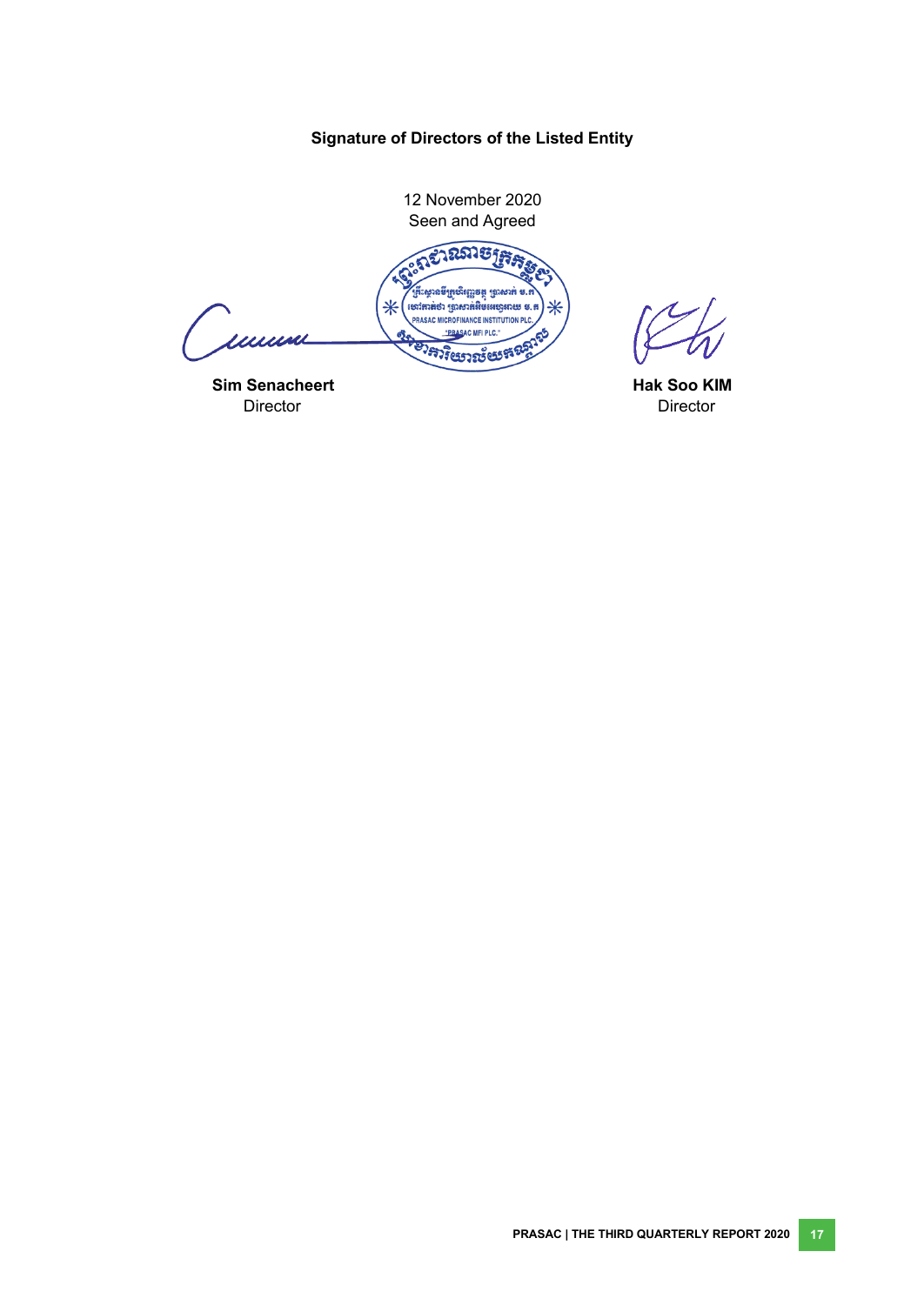**Signature of Directors of the Listed Entity**

12 November 2020

Seen and Agreed

**Sim Senacheert**

Director

**Hak Soo KIM**

Director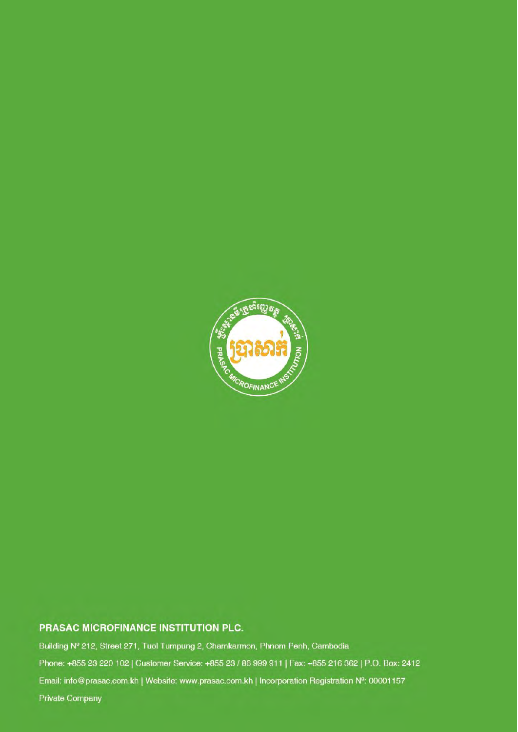**PRASAC MICROFINANCE INSTITUTION PLC.**

Building Nº 212, Street 271, Tuol Tumpung 2, Chamkarmon, Phnom Penh, Cambodia

Phone: +855 23 220 102 | Customer Service: +855 23 / 86 999 911 | Fax: +855 216 362 | P.O. Box: 2412

Email: info@prasac.com.kh | Website: www.prasac.com.kh | Incorporation Registration Nº: 00001157

Private Company